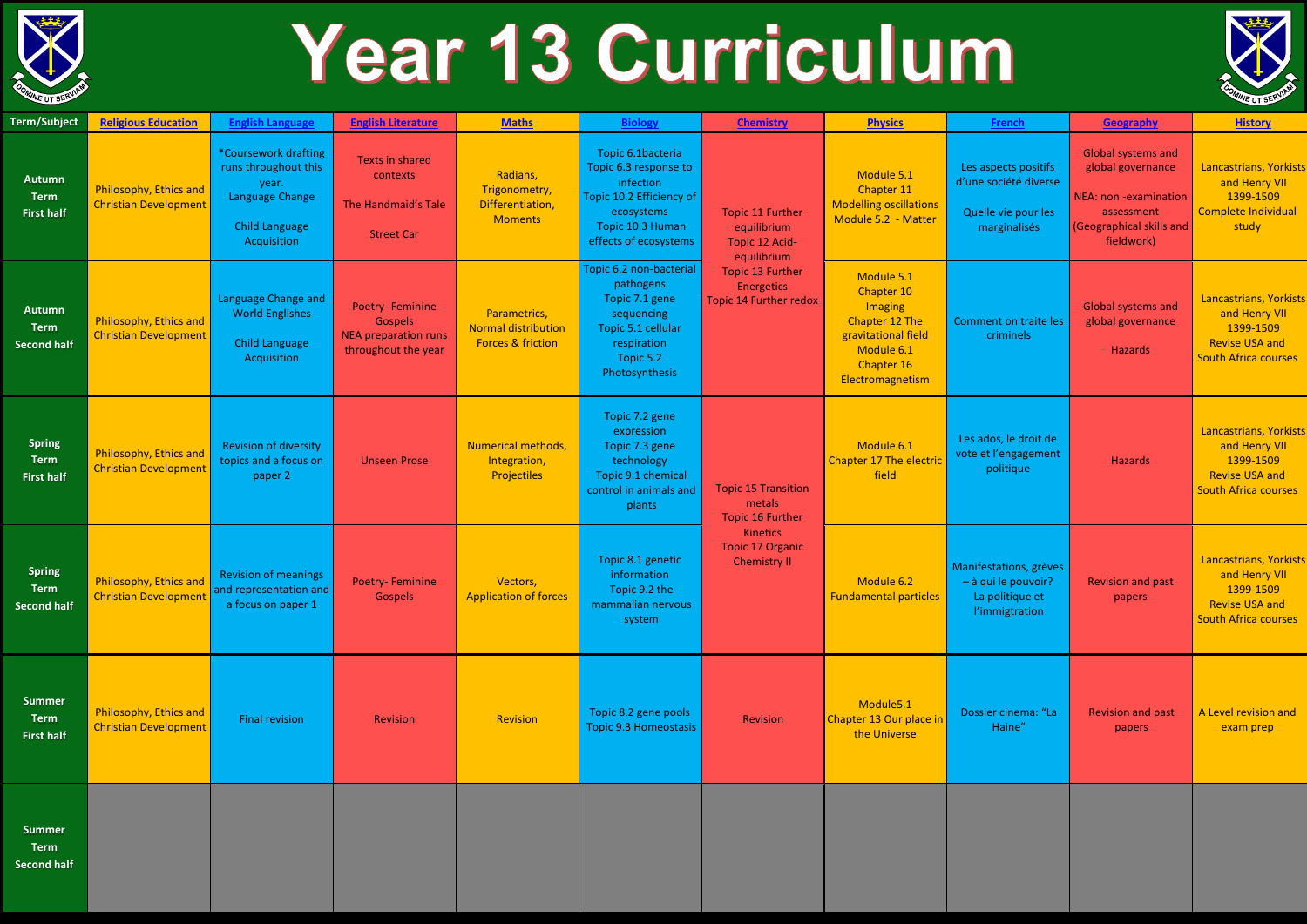# Year 13 Curriculum

| Term/Subject | Religious Education | English Language | English Literature | Maths | Biology | Chemistry | Physics | French | Geography | History |
|---|---|---|---|---|---|---|---|---|---|---|
| Autumn Term First half | Philosophy, Ethics and Christian Development | *Coursework drafting runs throughout this year. Language Change<br><br>Child Language Acquisition | Texts in shared contexts<br><br>The Handmaid's Tale<br><br>Street Car | Radians, Trigonometry, Differentiation, Moments | Topic 6.1bacteria<br>Topic 6.3 response to infection<br>Topic 10.2 Efficiency of ecosystems<br>Topic 10.3 Human effects of ecosystems | Topic 11 Further equilibrium<br>Topic 12 Acid-equilibrium<br>Topic 13 Further Energetics<br>Topic 14 Further redox | Module 5.1 Chapter 11 Modelling oscillations<br>Module 5.2 - Matter | Les aspects positifs d'une société diverse<br><br>Quelle vie pour les marginalisés | Global systems and global governance<br><br>NEA: non -examination assessment (Geographical skills and fieldwork) | Lancastrians, Yorkists and Henry VII 1399-1509<br>Complete Individual study |
| Autumn Term Second half | Philosophy, Ethics and Christian Development | Language Change and World Englishes<br><br>Child Language Acquisition | Poetry- Feminine Gospels<br>NEA preparation runs throughout the year | Parametrics, Normal distribution Forces & friction | Topic 6.2 non-bacterial pathogens<br>Topic 7.1 gene sequencing<br>Topic 5.1 cellular respiration<br>Topic 5.2 Photosynthesis | | Module 5.1 Chapter 10 Imaging<br>Chapter 12 The gravitational field<br>Module 6.1 Chapter 16 Electromagnetism | Comment on traite les criminels | Global systems and global governance<br><br>Hazards | Lancastrians, Yorkists and Henry VII 1399-1509<br>Revise USA and South Africa courses |
| Spring Term First half | Philosophy, Ethics and Christian Development | Revision of diversity topics and a focus on paper 2 | Unseen Prose | Numerical methods, Integration, Projectiles | Topic 7.2 gene expression<br>Topic 7.3 gene technology<br>Topic 9.1 chemical control in animals and plants | Topic 15 Transition metals<br>Topic 16 Further Kinetics<br>Topic 17 Organic Chemistry II | Module 6.1 Chapter 17 The electric field | Les ados, le droit de vote et l'engagement politique | Hazards | Lancastrians, Yorkists and Henry VII 1399-1509<br>Revise USA and South Africa courses |
| Spring Term Second half | Philosophy, Ethics and Christian Development | Revision of meanings and representation and a focus on paper 1 | Poetry- Feminine Gospels | Vectors, Application of forces | Topic 8.1 genetic information<br>Topic 9.2 the mammalian nervous system | | Module 6.2 Fundamental particles | Manifestations, grèves – à qui le pouvoir?<br>La politique et l'immigtration | Revision and past papers | Lancastrians, Yorkists and Henry VII 1399-1509<br>Revise USA and South Africa courses |
| Summer Term First half | Philosophy, Ethics and Christian Development | Final revision | Revision | Revision | Topic 8.2 gene pools<br>Topic 9.3 Homeostasis | Revision | Module5.1 Chapter 13 Our place in the Universe | Dossier cinema: "La Haine" | Revision and past papers | A Level revision and exam prep |
| Summer Term Second half | | | | | | | | | | |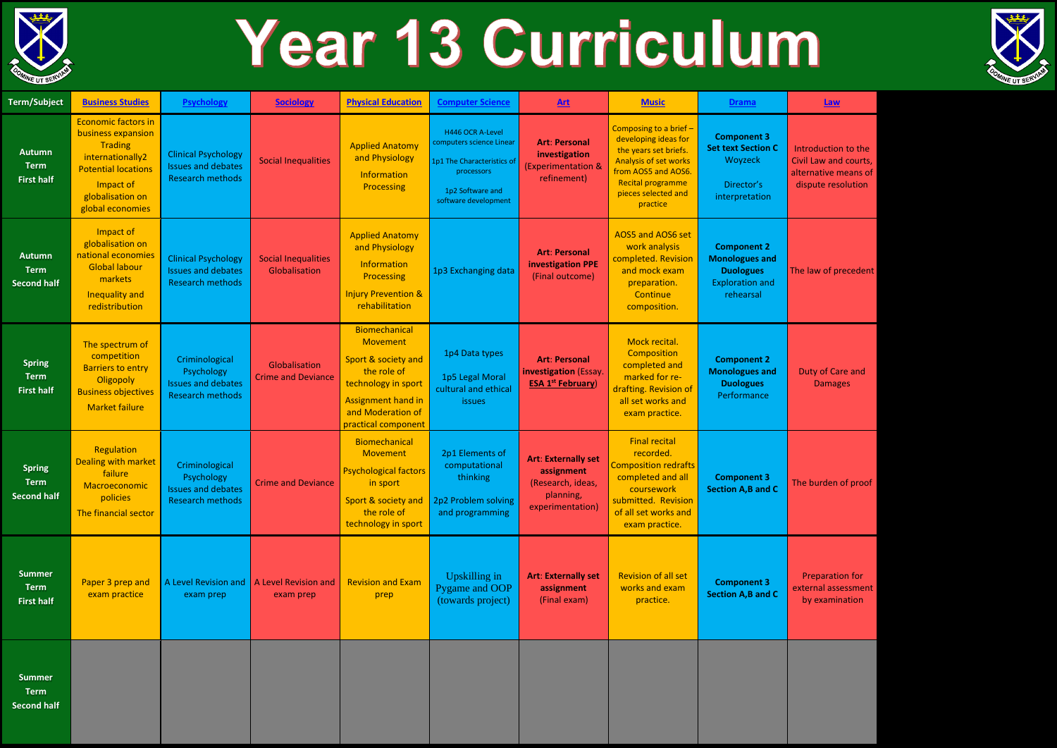# Year 13 Curriculum

| Term/Subject | Business Studies | Psychology | Sociology | Physical Education | Computer Science | Art | Music | Drama | Law |
|---|---|---|---|---|---|---|---|---|---|
| Autumn Term First half | Economic factors in business expansion Trading internationally2 Potential locations Impact of globalisation on global economies | Clinical Psychology Issues and debates Research methods | Social Inequalities | Applied Anatomy and Physiology Information Processing | H446 OCR A-Level computers science Linear 1p1 The Characteristics of processors 1p2 Software and software development | **Art: Personal investigation** (Experimentation & refinement) | Composing to a brief – developing ideas for the years set briefs. Analysis of set works from AOS5 and AOS6. Recital programme pieces selected and practice | **Component 3 Set text Section C** Woyzeck Director's interpretation | Introduction to the Civil Law and courts, alternative means of dispute resolution |
| Autumn Term Second half | Impact of globalisation on national economies Global labour markets Inequality and redistribution | Clinical Psychology Issues and debates Research methods | Social Inequalities Globalisation | Applied Anatomy and Physiology Information Processing Injury Prevention & rehabilitation | 1p3 Exchanging data | **Art: Personal investigation PPE** (Final outcome) | AOS5 and AOS6 set work analysis completed. Revision and mock exam preparation. Continue composition. | **Component 2 Monologues and Duologues** Exploration and rehearsal | The law of precedent |
| Spring Term First half | The spectrum of competition Barriers to entry Oligopoly Business objectives Market failure | Criminological Psychology Issues and debates Research methods | Globalisation Crime and Deviance | Biomechanical Movement Sport & society and the role of technology in sport Assignment hand in and Moderation of practical component | 1p4 Data types 1p5 Legal Moral cultural and ethical issues | **Art: Personal investigation** (Essay. **ESA 1st February**) | Mock recital. Composition completed and marked for re-drafting. Revision of all set works and exam practice. | **Component 2 Monologues and Duologues** Performance | Duty of Care and Damages |
| Spring Term Second half | Regulation Dealing with market failure Macroeconomic policies The financial sector | Criminological Psychology Issues and debates Research methods | Crime and Deviance | Biomechanical Movement Psychological factors in sport Sport & society and the role of technology in sport | 2p1 Elements of computational thinking 2p2 Problem solving and programming | **Art: Externally set assignment** (Research, ideas, planning, experimentation) | Final recital recorded. Composition redrafts completed and all coursework submitted. Revision of all set works and exam practice. | **Component 3 Section A,B and C** | The burden of proof |
| Summer Term First half | Paper 3 prep and exam practice | A Level Revision and exam prep | A Level Revision and exam prep | Revision and Exam prep | Upskilling in Pygame and OOP (towards project) | **Art: Externally set assignment** (Final exam) | Revision of all set works and exam practice. | **Component 3 Section A,B and C** | Preparation for external assessment by examination |
| Summer Term Second half | | | | | | | | | |